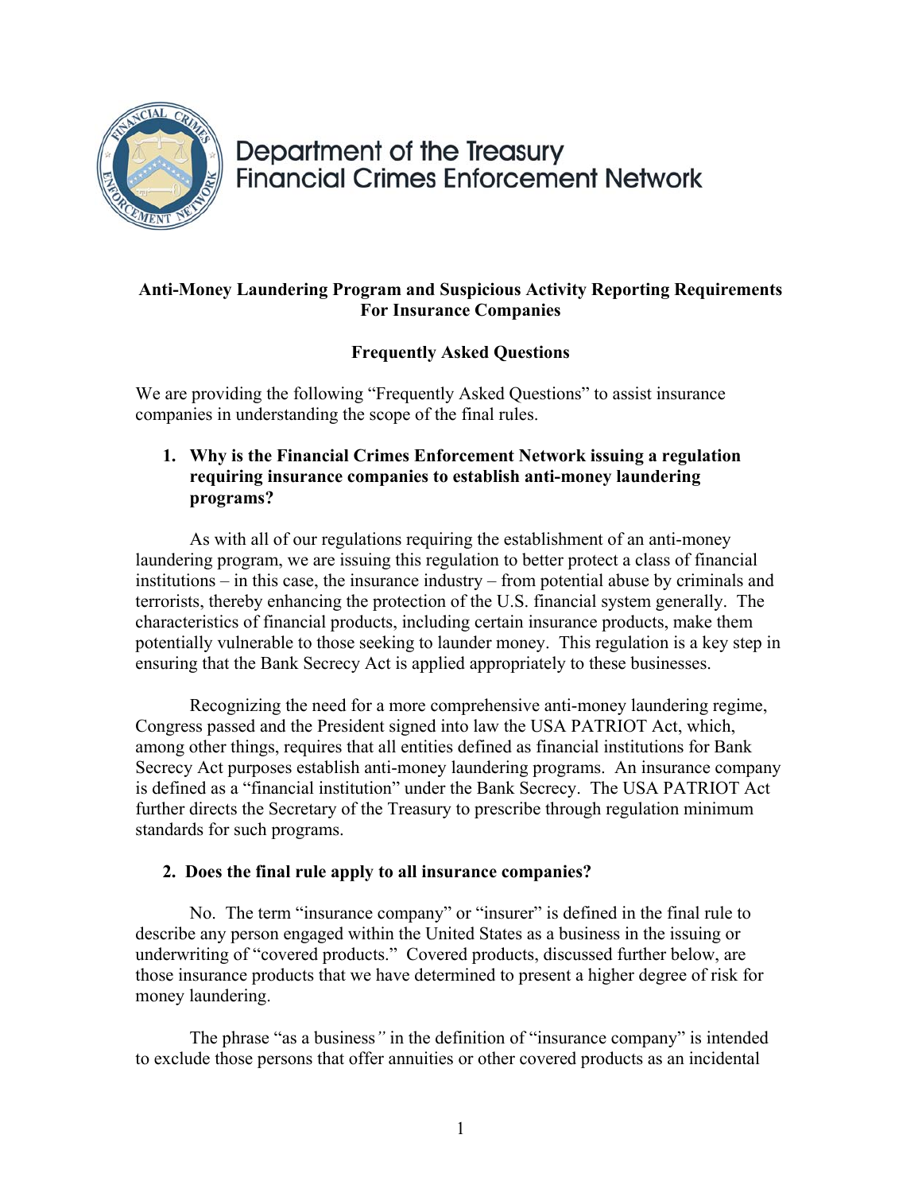# Department of the Treasury
# Financial Crimes Enforcement Network

**Anti-Money Laundering Program and Suspicious Activity Reporting Requirements For Insurance Companies**

**Frequently Asked Questions**

We are providing the following "Frequently Asked Questions" to assist insurance companies in understanding the scope of the final rules.

**1. Why is the Financial Crimes Enforcement Network issuing a regulation requiring insurance companies to establish anti-money laundering programs?**

As with all of our regulations requiring the establishment of an anti-money laundering program, we are issuing this regulation to better protect a class of financial institutions – in this case, the insurance industry – from potential abuse by criminals and terrorists, thereby enhancing the protection of the U.S. financial system generally. The characteristics of financial products, including certain insurance products, make them potentially vulnerable to those seeking to launder money. This regulation is a key step in ensuring that the Bank Secrecy Act is applied appropriately to these businesses.

Recognizing the need for a more comprehensive anti-money laundering regime, Congress passed and the President signed into law the USA PATRIOT Act, which, among other things, requires that all entities defined as financial institutions for Bank Secrecy Act purposes establish anti-money laundering programs. An insurance company is defined as a "financial institution" under the Bank Secrecy. The USA PATRIOT Act further directs the Secretary of the Treasury to prescribe through regulation minimum standards for such programs.

**2. Does the final rule apply to all insurance companies?**

No. The term "insurance company" or "insurer" is defined in the final rule to describe any person engaged within the United States as a business in the issuing or underwriting of "covered products." Covered products, discussed further below, are those insurance products that we have determined to present a higher degree of risk for money laundering.

The phrase "as a business*"* in the definition of "insurance company" is intended to exclude those persons that offer annuities or other covered products as an incidental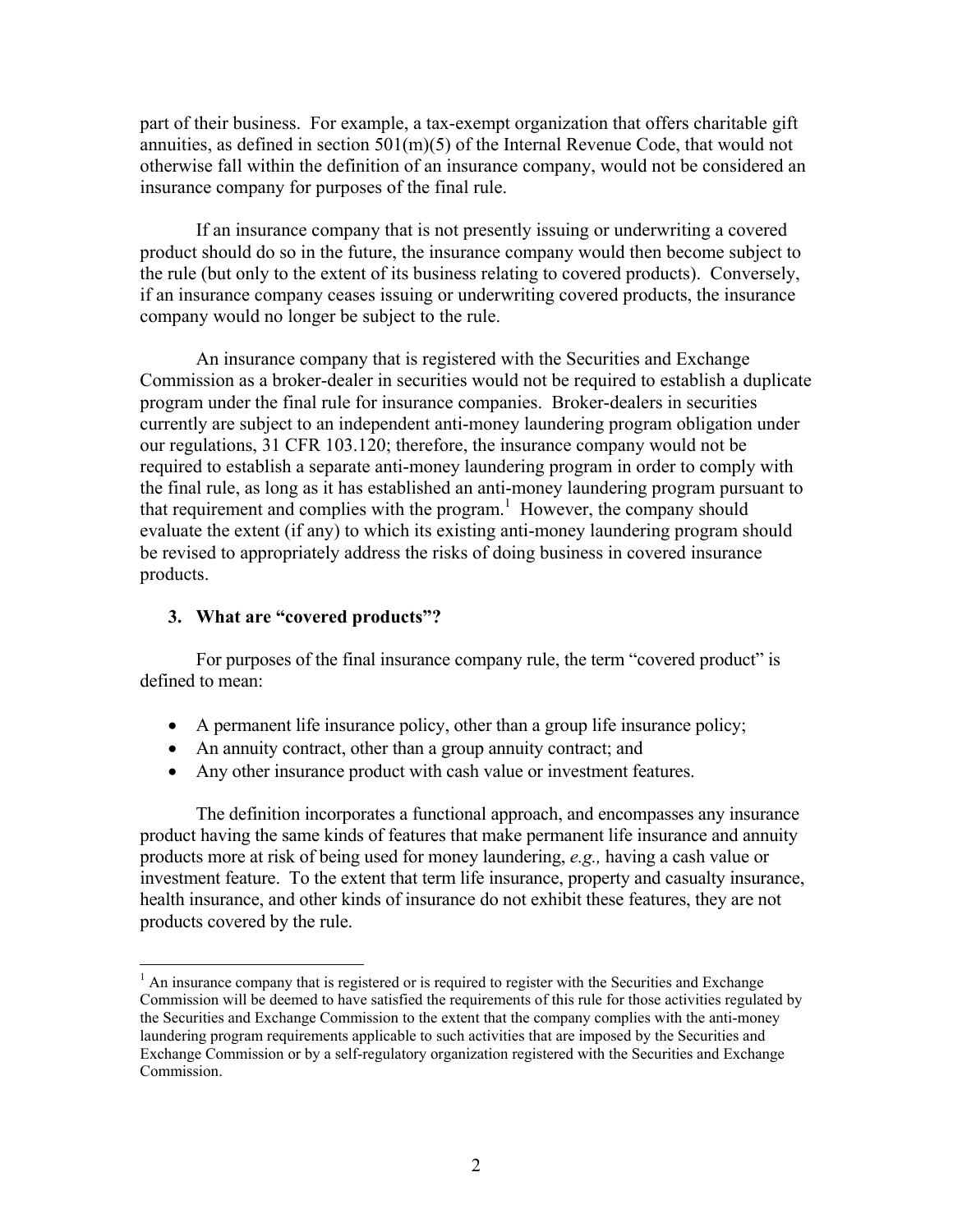part of their business. For example, a tax-exempt organization that offers charitable gift annuities, as defined in section 501(m)(5) of the Internal Revenue Code, that would not otherwise fall within the definition of an insurance company, would not be considered an insurance company for purposes of the final rule.

If an insurance company that is not presently issuing or underwriting a covered product should do so in the future, the insurance company would then become subject to the rule (but only to the extent of its business relating to covered products). Conversely, if an insurance company ceases issuing or underwriting covered products, the insurance company would no longer be subject to the rule.

An insurance company that is registered with the Securities and Exchange Commission as a broker-dealer in securities would not be required to establish a duplicate program under the final rule for insurance companies. Broker-dealers in securities currently are subject to an independent anti-money laundering program obligation under our regulations, 31 CFR 103.120; therefore, the insurance company would not be required to establish a separate anti-money laundering program in order to comply with the final rule, as long as it has established an anti-money laundering program pursuant to that requirement and complies with the program.[1] However, the company should evaluate the extent (if any) to which its existing anti-money laundering program should be revised to appropriately address the risks of doing business in covered insurance products.

### 3. What are "covered products"?

For purposes of the final insurance company rule, the term "covered product" is defined to mean:

- A permanent life insurance policy, other than a group life insurance policy;
- An annuity contract, other than a group annuity contract; and
- Any other insurance product with cash value or investment features.

The definition incorporates a functional approach, and encompasses any insurance product having the same kinds of features that make permanent life insurance and annuity products more at risk of being used for money laundering, *e.g.,* having a cash value or investment feature. To the extent that term life insurance, property and casualty insurance, health insurance, and other kinds of insurance do not exhibit these features, they are not products covered by the rule.

---

[1] An insurance company that is registered or is required to register with the Securities and Exchange Commission will be deemed to have satisfied the requirements of this rule for those activities regulated by the Securities and Exchange Commission to the extent that the company complies with the anti-money laundering program requirements applicable to such activities that are imposed by the Securities and Exchange Commission or by a self-regulatory organization registered with the Securities and Exchange Commission.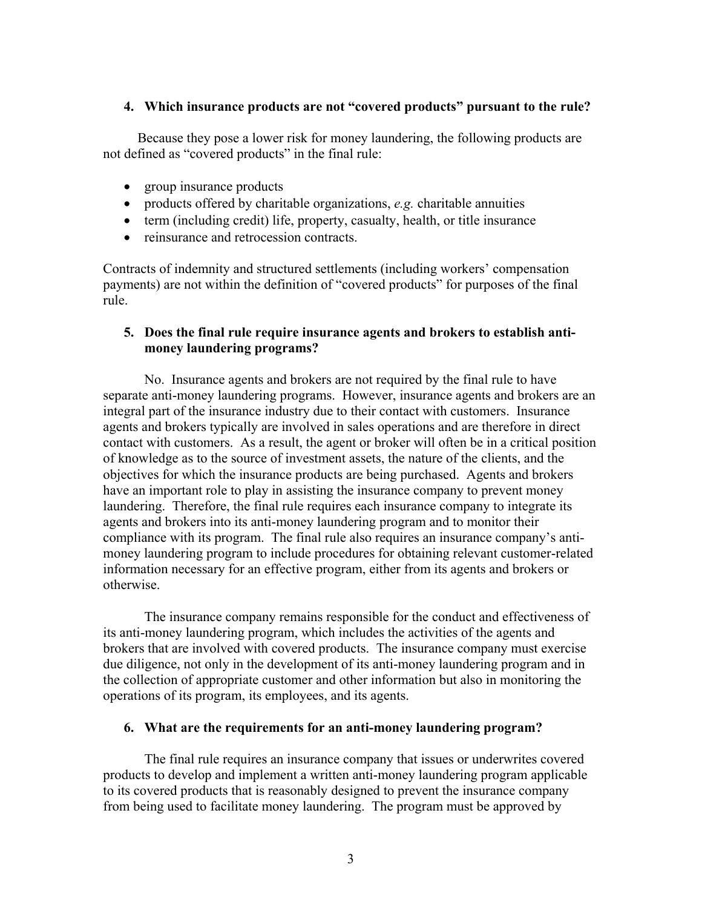### 4. Which insurance products are not "covered products" pursuant to the rule?

Because they pose a lower risk for money laundering, the following products are not defined as "covered products" in the final rule:

- group insurance products
- products offered by charitable organizations, *e.g.* charitable annuities
- term (including credit) life, property, casualty, health, or title insurance
- reinsurance and retrocession contracts.

Contracts of indemnity and structured settlements (including workers' compensation payments) are not within the definition of "covered products" for purposes of the final rule.

### 5. Does the final rule require insurance agents and brokers to establish anti-money laundering programs?

No. Insurance agents and brokers are not required by the final rule to have separate anti-money laundering programs. However, insurance agents and brokers are an integral part of the insurance industry due to their contact with customers. Insurance agents and brokers typically are involved in sales operations and are therefore in direct contact with customers. As a result, the agent or broker will often be in a critical position of knowledge as to the source of investment assets, the nature of the clients, and the objectives for which the insurance products are being purchased. Agents and brokers have an important role to play in assisting the insurance company to prevent money laundering. Therefore, the final rule requires each insurance company to integrate its agents and brokers into its anti-money laundering program and to monitor their compliance with its program. The final rule also requires an insurance company's anti-money laundering program to include procedures for obtaining relevant customer-related information necessary for an effective program, either from its agents and brokers or otherwise.

The insurance company remains responsible for the conduct and effectiveness of its anti-money laundering program, which includes the activities of the agents and brokers that are involved with covered products. The insurance company must exercise due diligence, not only in the development of its anti-money laundering program and in the collection of appropriate customer and other information but also in monitoring the operations of its program, its employees, and its agents.

### 6. What are the requirements for an anti-money laundering program?

The final rule requires an insurance company that issues or underwrites covered products to develop and implement a written anti-money laundering program applicable to its covered products that is reasonably designed to prevent the insurance company from being used to facilitate money laundering. The program must be approved by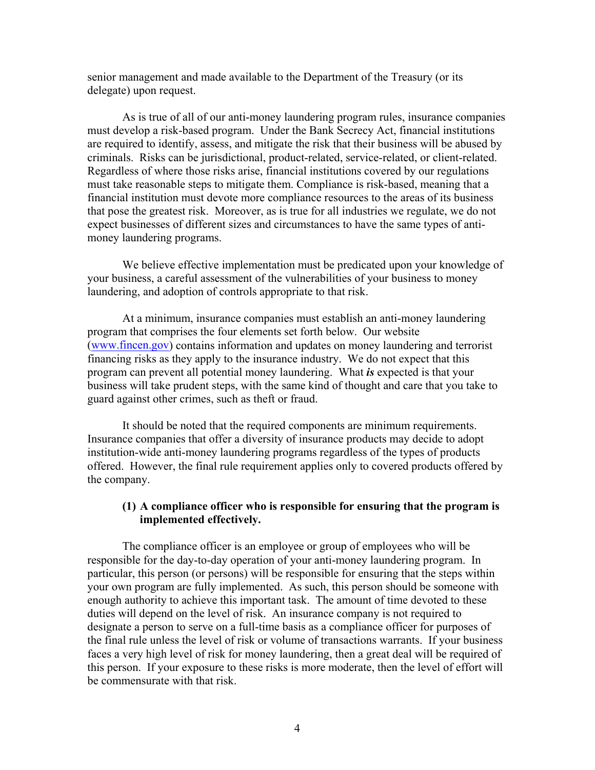senior management and made available to the Department of the Treasury (or its delegate) upon request.

As is true of all of our anti-money laundering program rules, insurance companies must develop a risk-based program. Under the Bank Secrecy Act, financial institutions are required to identify, assess, and mitigate the risk that their business will be abused by criminals. Risks can be jurisdictional, product-related, service-related, or client-related. Regardless of where those risks arise, financial institutions covered by our regulations must take reasonable steps to mitigate them. Compliance is risk-based, meaning that a financial institution must devote more compliance resources to the areas of its business that pose the greatest risk. Moreover, as is true for all industries we regulate, we do not expect businesses of different sizes and circumstances to have the same types of anti-money laundering programs.

We believe effective implementation must be predicated upon your knowledge of your business, a careful assessment of the vulnerabilities of your business to money laundering, and adoption of controls appropriate to that risk.

At a minimum, insurance companies must establish an anti-money laundering program that comprises the four elements set forth below. Our website (www.fincen.gov) contains information and updates on money laundering and terrorist financing risks as they apply to the insurance industry. We do not expect that this program can prevent all potential money laundering. What ***is*** expected is that your business will take prudent steps, with the same kind of thought and care that you take to guard against other crimes, such as theft or fraud.

It should be noted that the required components are minimum requirements. Insurance companies that offer a diversity of insurance products may decide to adopt institution-wide anti-money laundering programs regardless of the types of products offered. However, the final rule requirement applies only to covered products offered by the company.

**(1) A compliance officer who is responsible for ensuring that the program is implemented effectively.**

The compliance officer is an employee or group of employees who will be responsible for the day-to-day operation of your anti-money laundering program. In particular, this person (or persons) will be responsible for ensuring that the steps within your own program are fully implemented. As such, this person should be someone with enough authority to achieve this important task. The amount of time devoted to these duties will depend on the level of risk. An insurance company is not required to designate a person to serve on a full-time basis as a compliance officer for purposes of the final rule unless the level of risk or volume of transactions warrants. If your business faces a very high level of risk for money laundering, then a great deal will be required of this person. If your exposure to these risks is more moderate, then the level of effort will be commensurate with that risk.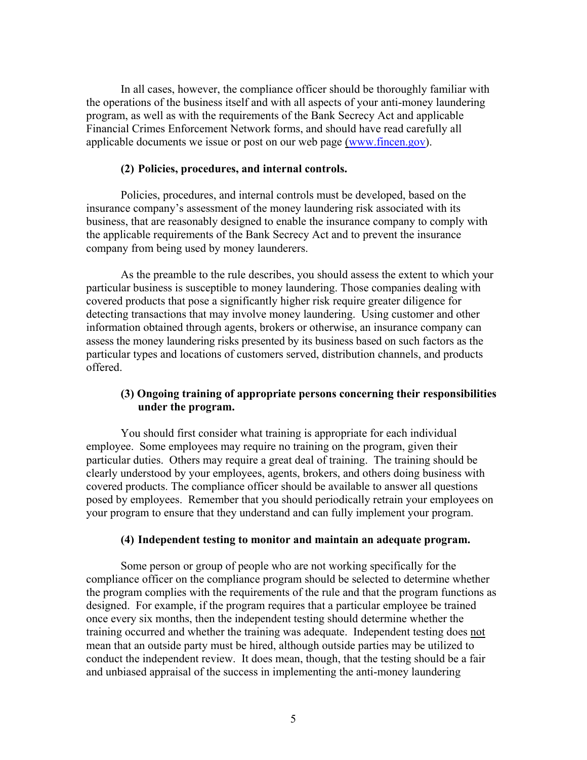In all cases, however, the compliance officer should be thoroughly familiar with the operations of the business itself and with all aspects of your anti-money laundering program, as well as with the requirements of the Bank Secrecy Act and applicable Financial Crimes Enforcement Network forms, and should have read carefully all applicable documents we issue or post on our web page (www.fincen.gov).

### (2) Policies, procedures, and internal controls.

Policies, procedures, and internal controls must be developed, based on the insurance company's assessment of the money laundering risk associated with its business, that are reasonably designed to enable the insurance company to comply with the applicable requirements of the Bank Secrecy Act and to prevent the insurance company from being used by money launderers.

As the preamble to the rule describes, you should assess the extent to which your particular business is susceptible to money laundering. Those companies dealing with covered products that pose a significantly higher risk require greater diligence for detecting transactions that may involve money laundering. Using customer and other information obtained through agents, brokers or otherwise, an insurance company can assess the money laundering risks presented by its business based on such factors as the particular types and locations of customers served, distribution channels, and products offered.

### (3) Ongoing training of appropriate persons concerning their responsibilities under the program.

You should first consider what training is appropriate for each individual employee. Some employees may require no training on the program, given their particular duties. Others may require a great deal of training. The training should be clearly understood by your employees, agents, brokers, and others doing business with covered products. The compliance officer should be available to answer all questions posed by employees. Remember that you should periodically retrain your employees on your program to ensure that they understand and can fully implement your program.

### (4) Independent testing to monitor and maintain an adequate program.

Some person or group of people who are not working specifically for the compliance officer on the compliance program should be selected to determine whether the program complies with the requirements of the rule and that the program functions as designed. For example, if the program requires that a particular employee be trained once every six months, then the independent testing should determine whether the training occurred and whether the training was adequate. Independent testing does not mean that an outside party must be hired, although outside parties may be utilized to conduct the independent review. It does mean, though, that the testing should be a fair and unbiased appraisal of the success in implementing the anti-money laundering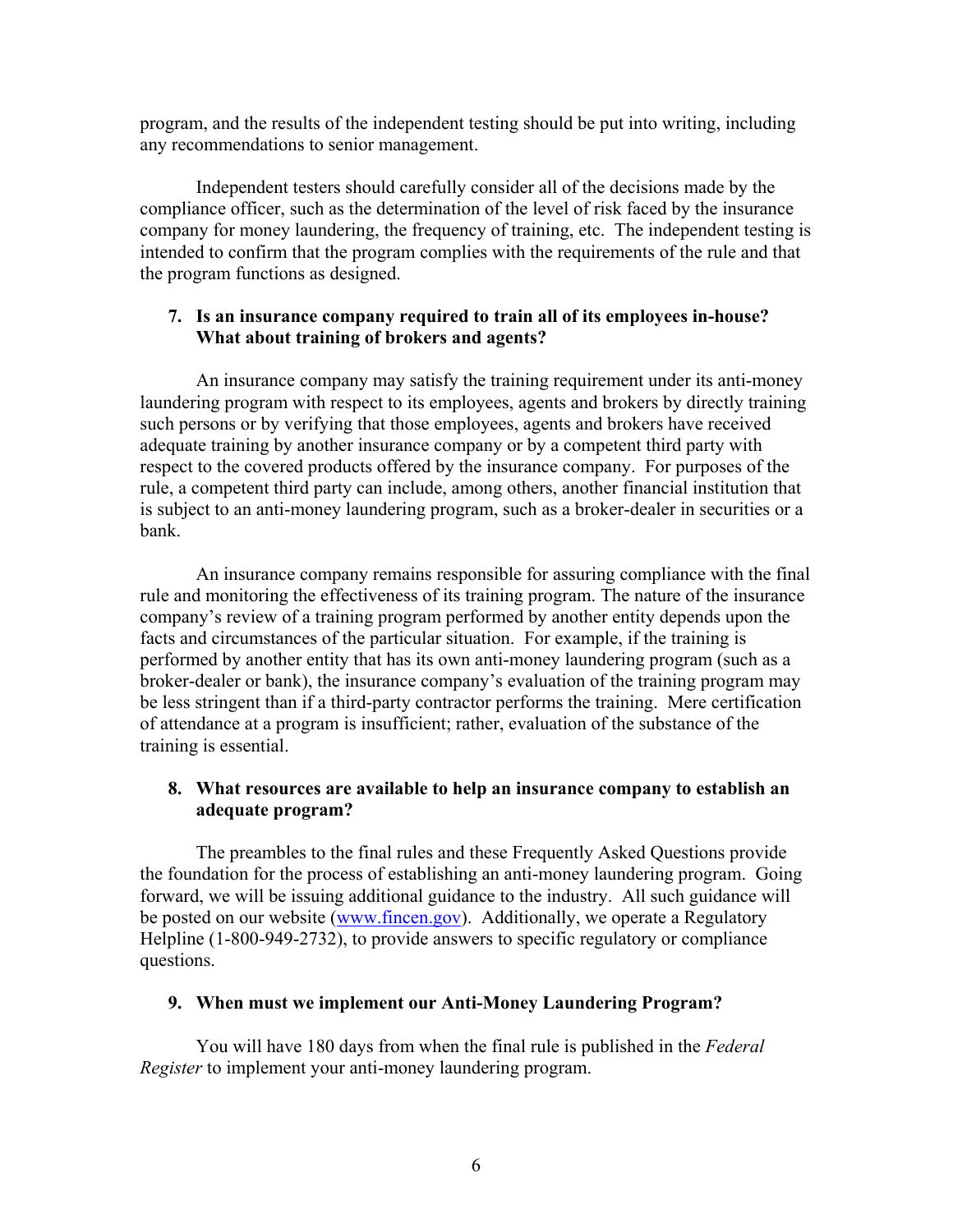program, and the results of the independent testing should be put into writing, including any recommendations to senior management.

Independent testers should carefully consider all of the decisions made by the compliance officer, such as the determination of the level of risk faced by the insurance company for money laundering, the frequency of training, etc. The independent testing is intended to confirm that the program complies with the requirements of the rule and that the program functions as designed.

**7. Is an insurance company required to train all of its employees in-house? What about training of brokers and agents?**

An insurance company may satisfy the training requirement under its anti-money laundering program with respect to its employees, agents and brokers by directly training such persons or by verifying that those employees, agents and brokers have received adequate training by another insurance company or by a competent third party with respect to the covered products offered by the insurance company. For purposes of the rule, a competent third party can include, among others, another financial institution that is subject to an anti-money laundering program, such as a broker-dealer in securities or a bank.

An insurance company remains responsible for assuring compliance with the final rule and monitoring the effectiveness of its training program. The nature of the insurance company's review of a training program performed by another entity depends upon the facts and circumstances of the particular situation. For example, if the training is performed by another entity that has its own anti-money laundering program (such as a broker-dealer or bank), the insurance company's evaluation of the training program may be less stringent than if a third-party contractor performs the training. Mere certification of attendance at a program is insufficient; rather, evaluation of the substance of the training is essential.

**8. What resources are available to help an insurance company to establish an adequate program?**

The preambles to the final rules and these Frequently Asked Questions provide the foundation for the process of establishing an anti-money laundering program. Going forward, we will be issuing additional guidance to the industry. All such guidance will be posted on our website (www.fincen.gov). Additionally, we operate a Regulatory Helpline (1-800-949-2732), to provide answers to specific regulatory or compliance questions.

**9. When must we implement our Anti-Money Laundering Program?**

You will have 180 days from when the final rule is published in the *Federal Register* to implement your anti-money laundering program.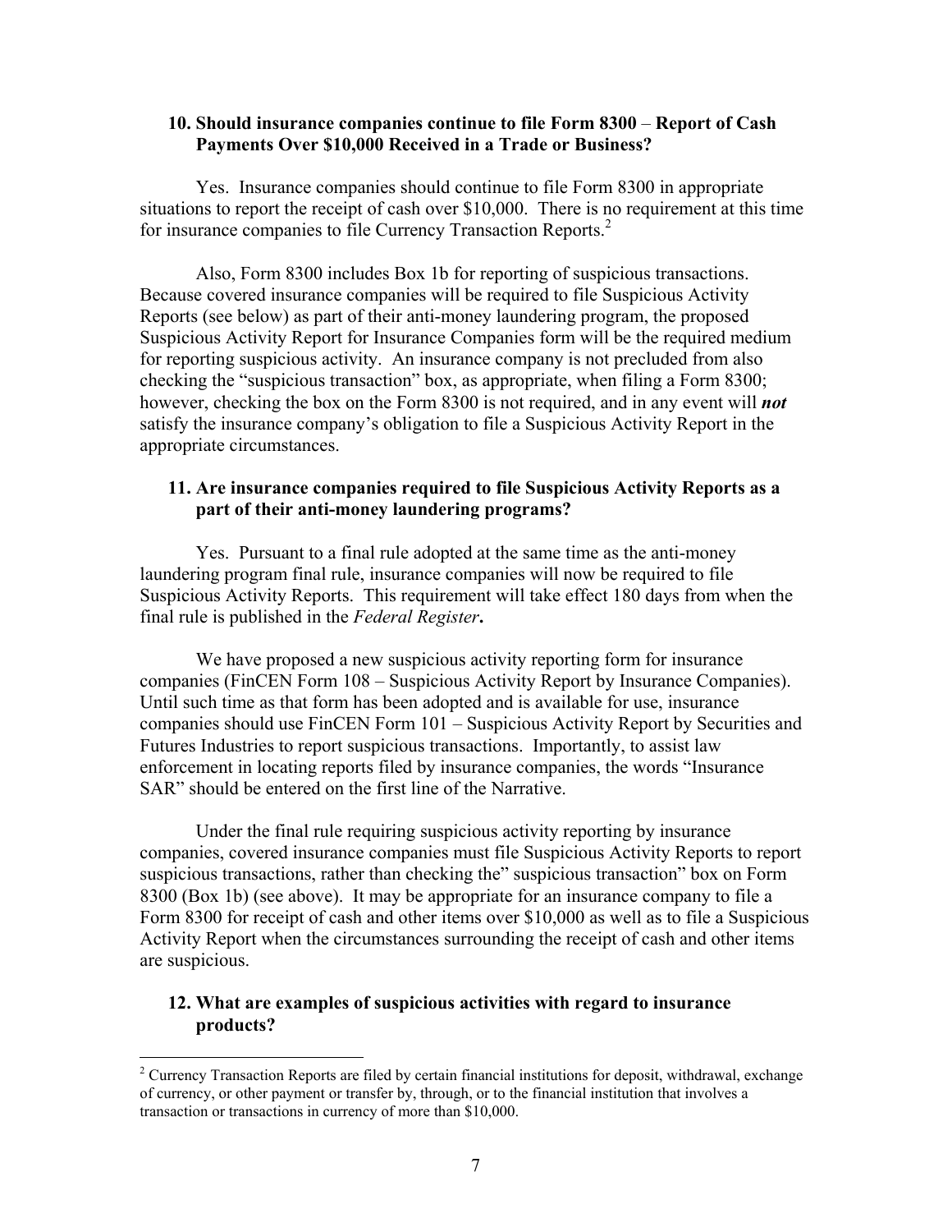### 10. Should insurance companies continue to file Form 8300 – Report of Cash Payments Over $10,000 Received in a Trade or Business?

Yes. Insurance companies should continue to file Form 8300 in appropriate situations to report the receipt of cash over $10,000. There is no requirement at this time for insurance companies to file Currency Transaction Reports.[2]

Also, Form 8300 includes Box 1b for reporting of suspicious transactions. Because covered insurance companies will be required to file Suspicious Activity Reports (see below) as part of their anti-money laundering program, the proposed Suspicious Activity Report for Insurance Companies form will be the required medium for reporting suspicious activity. An insurance company is not precluded from also checking the "suspicious transaction" box, as appropriate, when filing a Form 8300; however, checking the box on the Form 8300 is not required, and in any event will ***not*** satisfy the insurance company's obligation to file a Suspicious Activity Report in the appropriate circumstances.

### 11. Are insurance companies required to file Suspicious Activity Reports as a part of their anti-money laundering programs?

Yes. Pursuant to a final rule adopted at the same time as the anti-money laundering program final rule, insurance companies will now be required to file Suspicious Activity Reports. This requirement will take effect 180 days from when the final rule is published in the *Federal Register***.**

We have proposed a new suspicious activity reporting form for insurance companies (FinCEN Form 108 – Suspicious Activity Report by Insurance Companies). Until such time as that form has been adopted and is available for use, insurance companies should use FinCEN Form 101 – Suspicious Activity Report by Securities and Futures Industries to report suspicious transactions. Importantly, to assist law enforcement in locating reports filed by insurance companies, the words "Insurance SAR" should be entered on the first line of the Narrative.

Under the final rule requiring suspicious activity reporting by insurance companies, covered insurance companies must file Suspicious Activity Reports to report suspicious transactions, rather than checking the" suspicious transaction" box on Form 8300 (Box 1b) (see above). It may be appropriate for an insurance company to file a Form 8300 for receipt of cash and other items over $10,000 as well as to file a Suspicious Activity Report when the circumstances surrounding the receipt of cash and other items are suspicious.

### 12. What are examples of suspicious activities with regard to insurance products?

---

[2] Currency Transaction Reports are filed by certain financial institutions for deposit, withdrawal, exchange of currency, or other payment or transfer by, through, or to the financial institution that involves a transaction or transactions in currency of more than $10,000.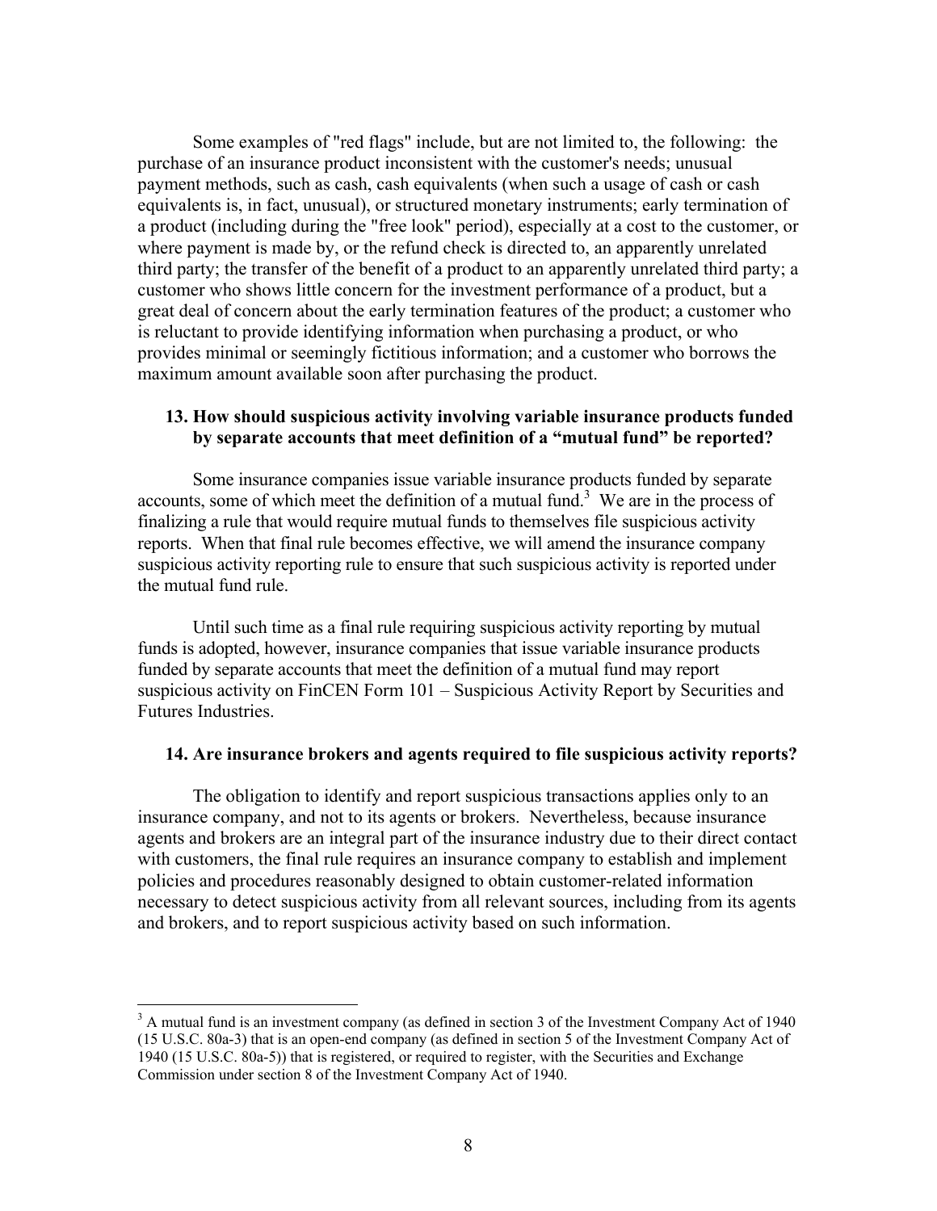Some examples of "red flags" include, but are not limited to, the following: the purchase of an insurance product inconsistent with the customer's needs; unusual payment methods, such as cash, cash equivalents (when such a usage of cash or cash equivalents is, in fact, unusual), or structured monetary instruments; early termination of a product (including during the "free look" period), especially at a cost to the customer, or where payment is made by, or the refund check is directed to, an apparently unrelated third party; the transfer of the benefit of a product to an apparently unrelated third party; a customer who shows little concern for the investment performance of a product, but a great deal of concern about the early termination features of the product; a customer who is reluctant to provide identifying information when purchasing a product, or who provides minimal or seemingly fictitious information; and a customer who borrows the maximum amount available soon after purchasing the product.

### 13. How should suspicious activity involving variable insurance products funded by separate accounts that meet definition of a "mutual fund" be reported?

Some insurance companies issue variable insurance products funded by separate accounts, some of which meet the definition of a mutual fund.[3] We are in the process of finalizing a rule that would require mutual funds to themselves file suspicious activity reports. When that final rule becomes effective, we will amend the insurance company suspicious activity reporting rule to ensure that such suspicious activity is reported under the mutual fund rule.

Until such time as a final rule requiring suspicious activity reporting by mutual funds is adopted, however, insurance companies that issue variable insurance products funded by separate accounts that meet the definition of a mutual fund may report suspicious activity on FinCEN Form 101 – Suspicious Activity Report by Securities and Futures Industries.

### 14. Are insurance brokers and agents required to file suspicious activity reports?

The obligation to identify and report suspicious transactions applies only to an insurance company, and not to its agents or brokers. Nevertheless, because insurance agents and brokers are an integral part of the insurance industry due to their direct contact with customers, the final rule requires an insurance company to establish and implement policies and procedures reasonably designed to obtain customer-related information necessary to detect suspicious activity from all relevant sources, including from its agents and brokers, and to report suspicious activity based on such information.

---

[3] A mutual fund is an investment company (as defined in section 3 of the Investment Company Act of 1940 (15 U.S.C. 80a-3) that is an open-end company (as defined in section 5 of the Investment Company Act of 1940 (15 U.S.C. 80a-5)) that is registered, or required to register, with the Securities and Exchange Commission under section 8 of the Investment Company Act of 1940.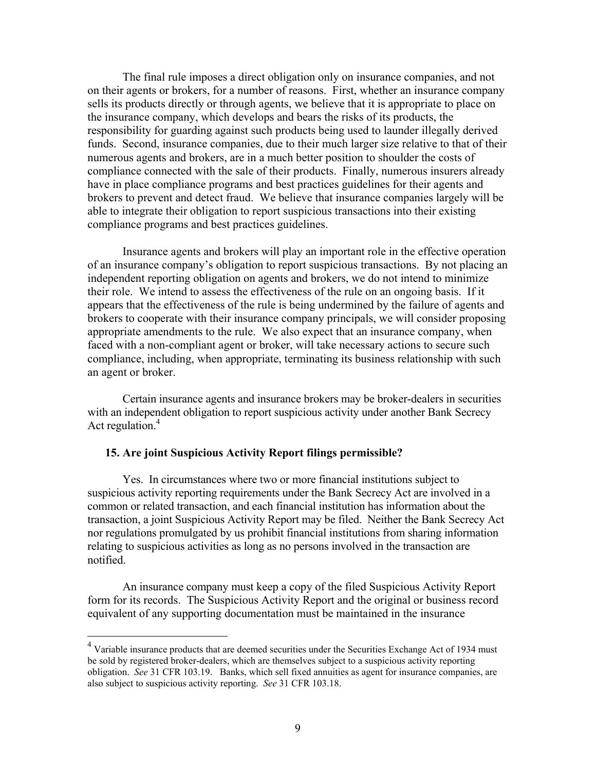The final rule imposes a direct obligation only on insurance companies, and not on their agents or brokers, for a number of reasons. First, whether an insurance company sells its products directly or through agents, we believe that it is appropriate to place on the insurance company, which develops and bears the risks of its products, the responsibility for guarding against such products being used to launder illegally derived funds. Second, insurance companies, due to their much larger size relative to that of their numerous agents and brokers, are in a much better position to shoulder the costs of compliance connected with the sale of their products. Finally, numerous insurers already have in place compliance programs and best practices guidelines for their agents and brokers to prevent and detect fraud. We believe that insurance companies largely will be able to integrate their obligation to report suspicious transactions into their existing compliance programs and best practices guidelines.

Insurance agents and brokers will play an important role in the effective operation of an insurance company's obligation to report suspicious transactions. By not placing an independent reporting obligation on agents and brokers, we do not intend to minimize their role. We intend to assess the effectiveness of the rule on an ongoing basis. If it appears that the effectiveness of the rule is being undermined by the failure of agents and brokers to cooperate with their insurance company principals, we will consider proposing appropriate amendments to the rule. We also expect that an insurance company, when faced with a non-compliant agent or broker, will take necessary actions to secure such compliance, including, when appropriate, terminating its business relationship with such an agent or broker.

Certain insurance agents and insurance brokers may be broker-dealers in securities with an independent obligation to report suspicious activity under another Bank Secrecy Act regulation.[4]

**15. Are joint Suspicious Activity Report filings permissible?**

Yes. In circumstances where two or more financial institutions subject to suspicious activity reporting requirements under the Bank Secrecy Act are involved in a common or related transaction, and each financial institution has information about the transaction, a joint Suspicious Activity Report may be filed. Neither the Bank Secrecy Act nor regulations promulgated by us prohibit financial institutions from sharing information relating to suspicious activities as long as no persons involved in the transaction are notified.

An insurance company must keep a copy of the filed Suspicious Activity Report form for its records. The Suspicious Activity Report and the original or business record equivalent of any supporting documentation must be maintained in the insurance

---

[4] Variable insurance products that are deemed securities under the Securities Exchange Act of 1934 must be sold by registered broker-dealers, which are themselves subject to a suspicious activity reporting obligation. *See* 31 CFR 103.19. Banks, which sell fixed annuities as agent for insurance companies, are also subject to suspicious activity reporting. *See* 31 CFR 103.18.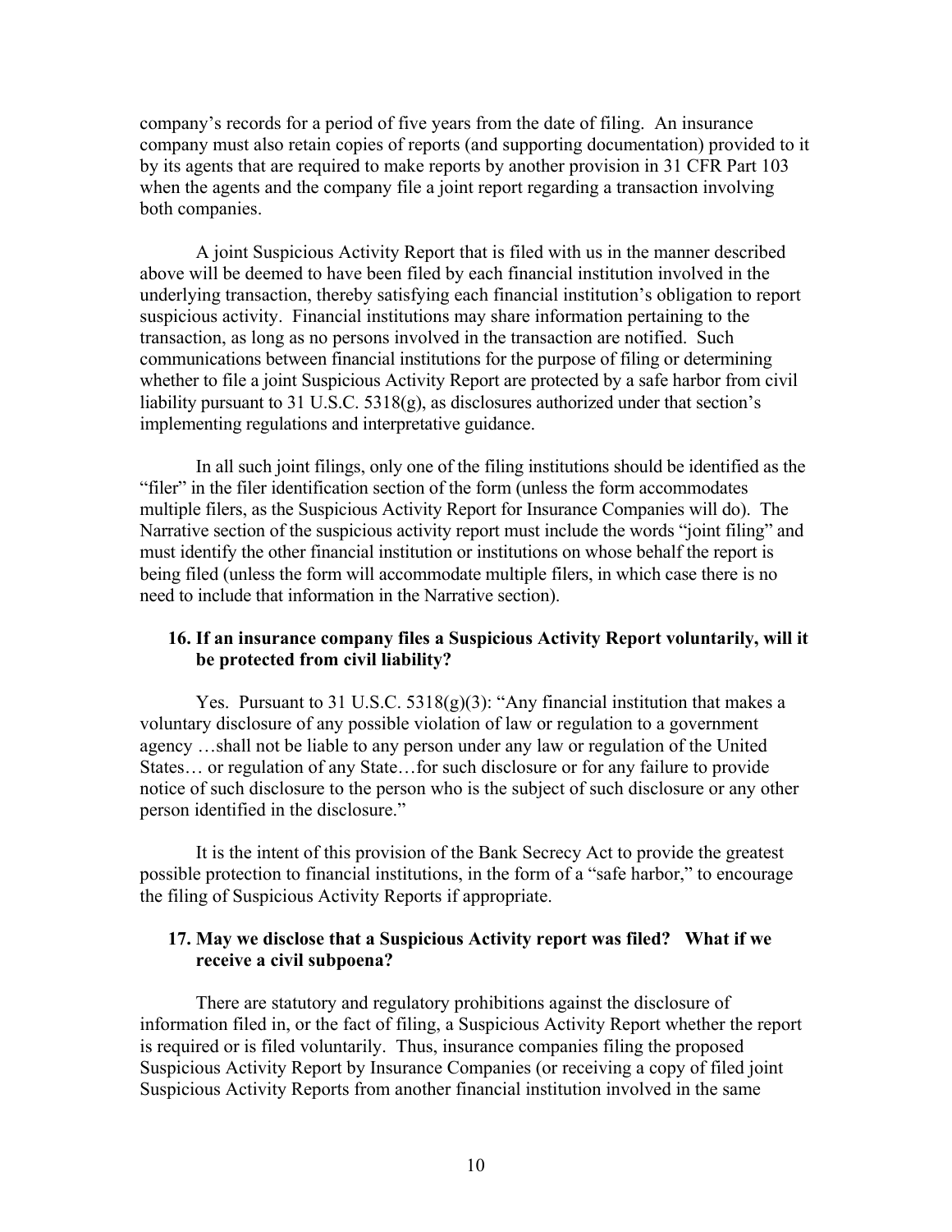company's records for a period of five years from the date of filing. An insurance company must also retain copies of reports (and supporting documentation) provided to it by its agents that are required to make reports by another provision in 31 CFR Part 103 when the agents and the company file a joint report regarding a transaction involving both companies.

A joint Suspicious Activity Report that is filed with us in the manner described above will be deemed to have been filed by each financial institution involved in the underlying transaction, thereby satisfying each financial institution's obligation to report suspicious activity. Financial institutions may share information pertaining to the transaction, as long as no persons involved in the transaction are notified. Such communications between financial institutions for the purpose of filing or determining whether to file a joint Suspicious Activity Report are protected by a safe harbor from civil liability pursuant to 31 U.S.C. 5318(g), as disclosures authorized under that section's implementing regulations and interpretative guidance.

In all such joint filings, only one of the filing institutions should be identified as the "filer" in the filer identification section of the form (unless the form accommodates multiple filers, as the Suspicious Activity Report for Insurance Companies will do). The Narrative section of the suspicious activity report must include the words "joint filing" and must identify the other financial institution or institutions on whose behalf the report is being filed (unless the form will accommodate multiple filers, in which case there is no need to include that information in the Narrative section).

### 16. If an insurance company files a Suspicious Activity Report voluntarily, will it be protected from civil liability?

Yes. Pursuant to 31 U.S.C. 5318(g)(3): "Any financial institution that makes a voluntary disclosure of any possible violation of law or regulation to a government agency …shall not be liable to any person under any law or regulation of the United States… or regulation of any State…for such disclosure or for any failure to provide notice of such disclosure to the person who is the subject of such disclosure or any other person identified in the disclosure."

It is the intent of this provision of the Bank Secrecy Act to provide the greatest possible protection to financial institutions, in the form of a "safe harbor," to encourage the filing of Suspicious Activity Reports if appropriate.

### 17. May we disclose that a Suspicious Activity report was filed? What if we receive a civil subpoena?

There are statutory and regulatory prohibitions against the disclosure of information filed in, or the fact of filing, a Suspicious Activity Report whether the report is required or is filed voluntarily. Thus, insurance companies filing the proposed Suspicious Activity Report by Insurance Companies (or receiving a copy of filed joint Suspicious Activity Reports from another financial institution involved in the same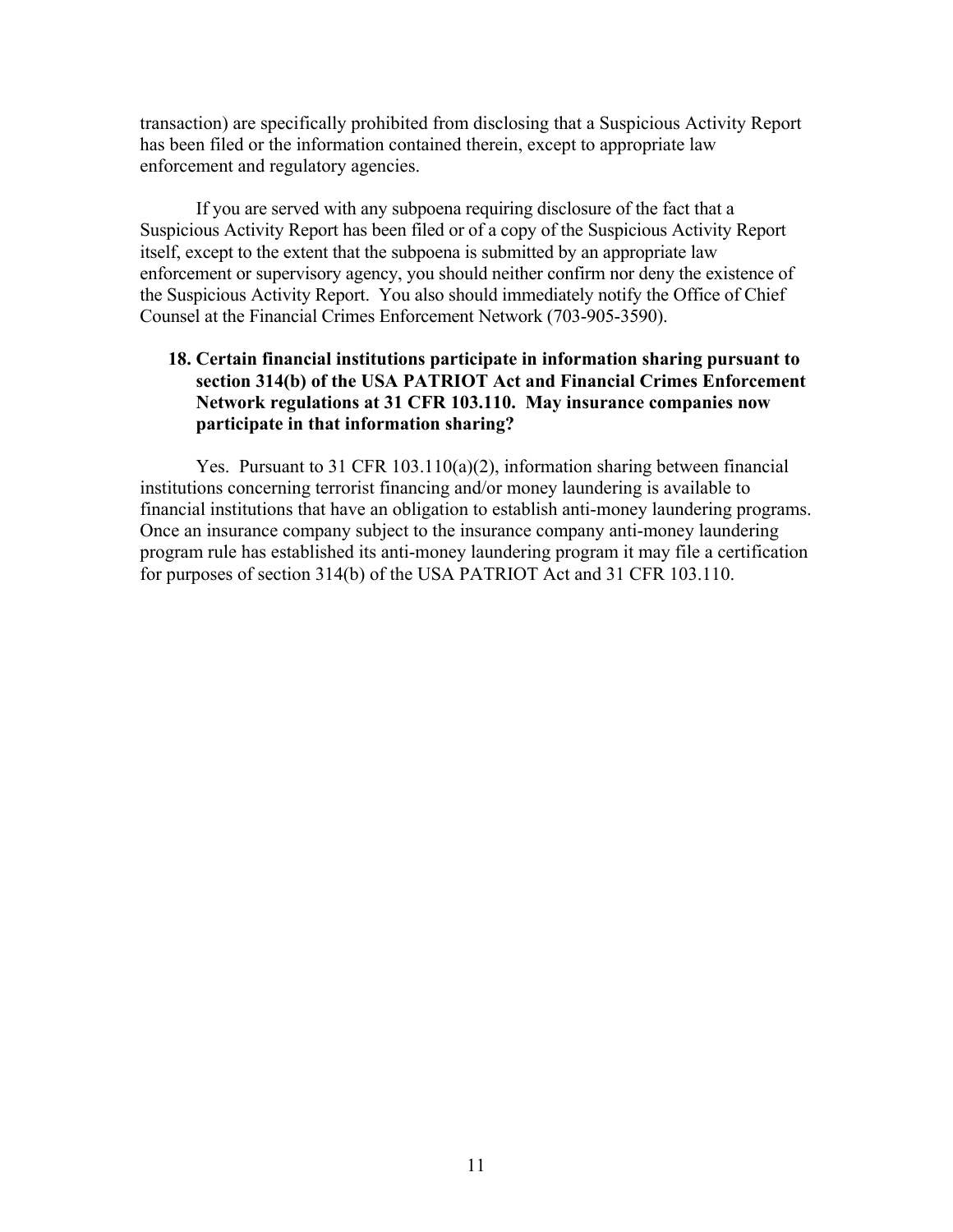transaction) are specifically prohibited from disclosing that a Suspicious Activity Report has been filed or the information contained therein, except to appropriate law enforcement and regulatory agencies.

If you are served with any subpoena requiring disclosure of the fact that a Suspicious Activity Report has been filed or of a copy of the Suspicious Activity Report itself, except to the extent that the subpoena is submitted by an appropriate law enforcement or supervisory agency, you should neither confirm nor deny the existence of the Suspicious Activity Report. You also should immediately notify the Office of Chief Counsel at the Financial Crimes Enforcement Network (703-905-3590).

**18. Certain financial institutions participate in information sharing pursuant to section 314(b) of the USA PATRIOT Act and Financial Crimes Enforcement Network regulations at 31 CFR 103.110. May insurance companies now participate in that information sharing?**

Yes. Pursuant to 31 CFR 103.110(a)(2), information sharing between financial institutions concerning terrorist financing and/or money laundering is available to financial institutions that have an obligation to establish anti-money laundering programs. Once an insurance company subject to the insurance company anti-money laundering program rule has established its anti-money laundering program it may file a certification for purposes of section 314(b) of the USA PATRIOT Act and 31 CFR 103.110.